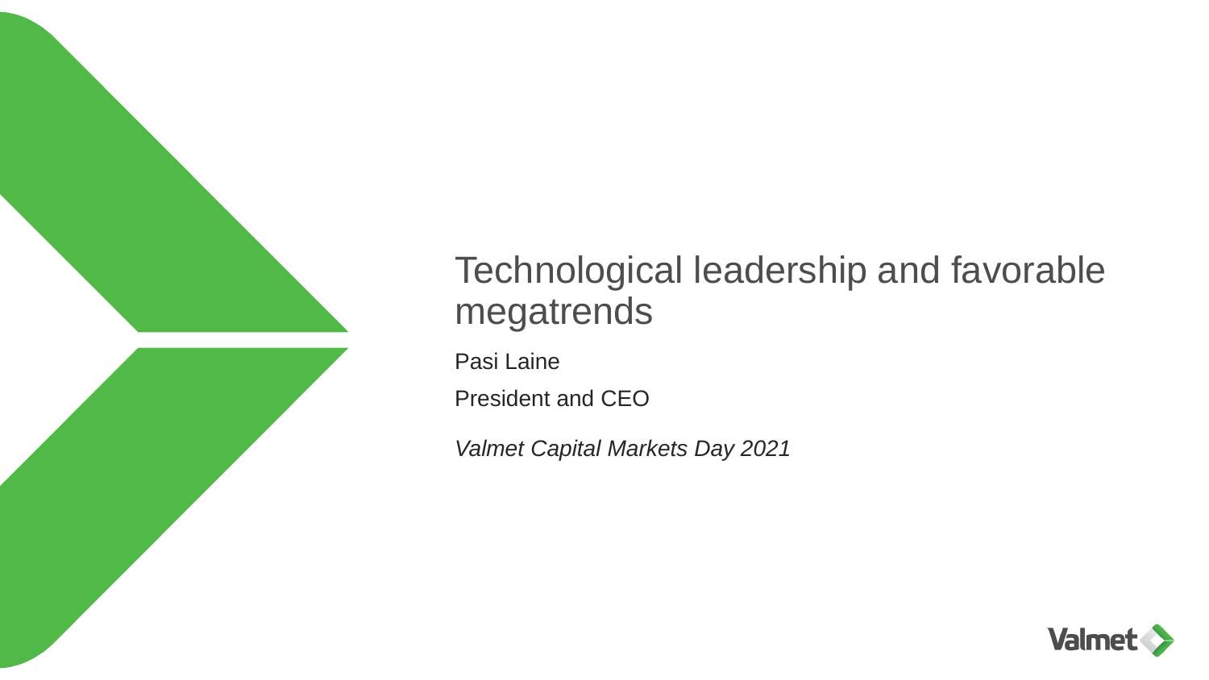# Technological leadership and favorable megatrends

Pasi Laine

President and CEO

*Valmet Capital Markets Day 2021*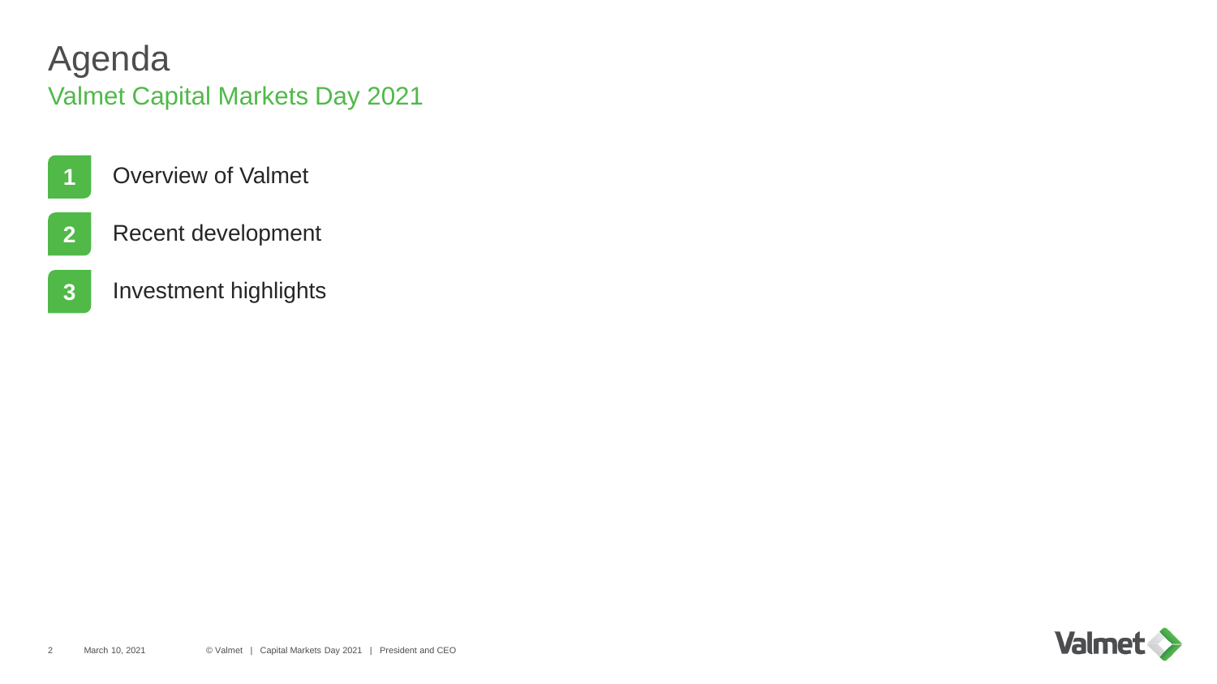# Agenda

## Valmet Capital Markets Day 2021

1. Overview of Valmet
2. Recent development
3. Investment highlights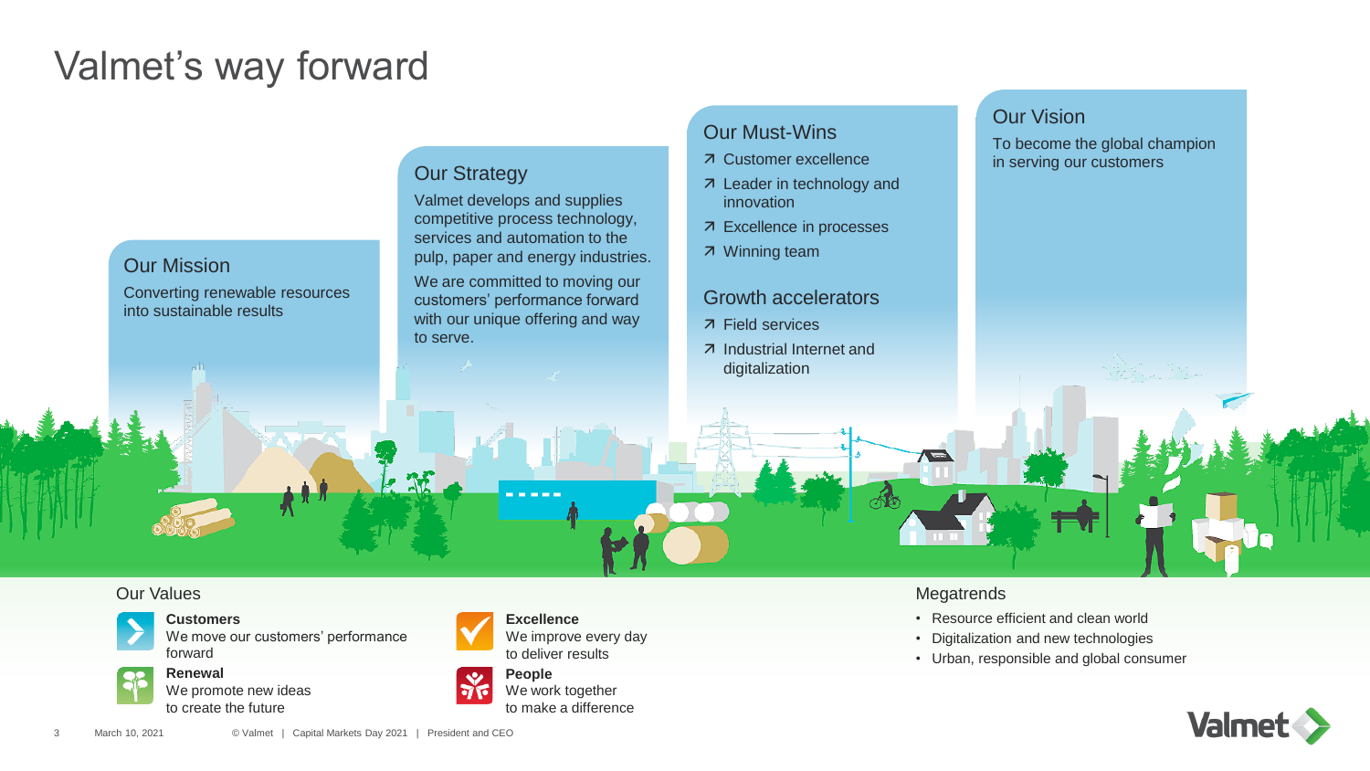# Valmet's way forward

## Our Mission

Converting renewable resources into sustainable results

## Our Strategy

Valmet develops and supplies competitive process technology, services and automation to the pulp, paper and energy industries.

We are committed to moving our customers' performance forward with our unique offering and way to serve.

## Our Must-Wins

- ↗ Customer excellence
- ↗ Leader in technology and innovation
- ↗ Excellence in processes
- ↗ Winning team

## Growth accelerators

- ↗ Field services
- ↗ Industrial Internet and digitalization

## Our Vision

To become the global champion in serving our customers

## Our Values

**Customers**
We move our customers' performance forward

**Renewal**
We promote new ideas to create the future

**Excellence**
We improve every day to deliver results

**People**
We work together to make a difference

## Megatrends

- Resource efficient and clean world
- Digitalization and new technologies
- Urban, responsible and global consumer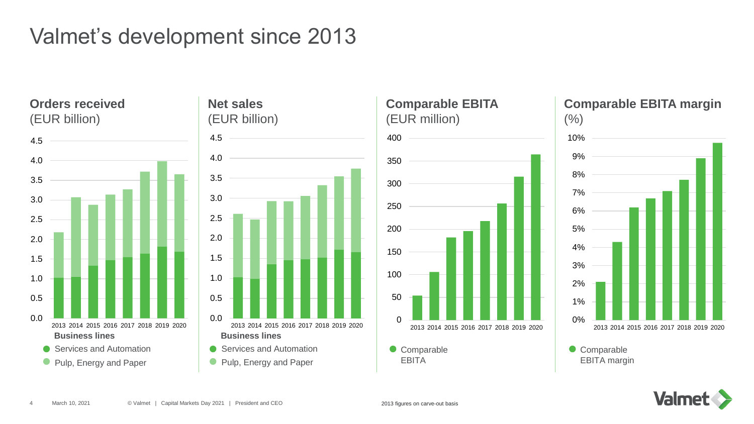# Valmet's development since 2013

**Orders received** (EUR billion)

Business lines
- Services and Automation
- Pulp, Energy and Paper

**Net sales** (EUR billion)

Business lines
- Services and Automation
- Pulp, Energy and Paper

**Comparable EBITA** (EUR million)

- Comparable EBITA

**Comparable EBITA margin** (%)

- Comparable EBITA margin

2013 figures on carve-out basis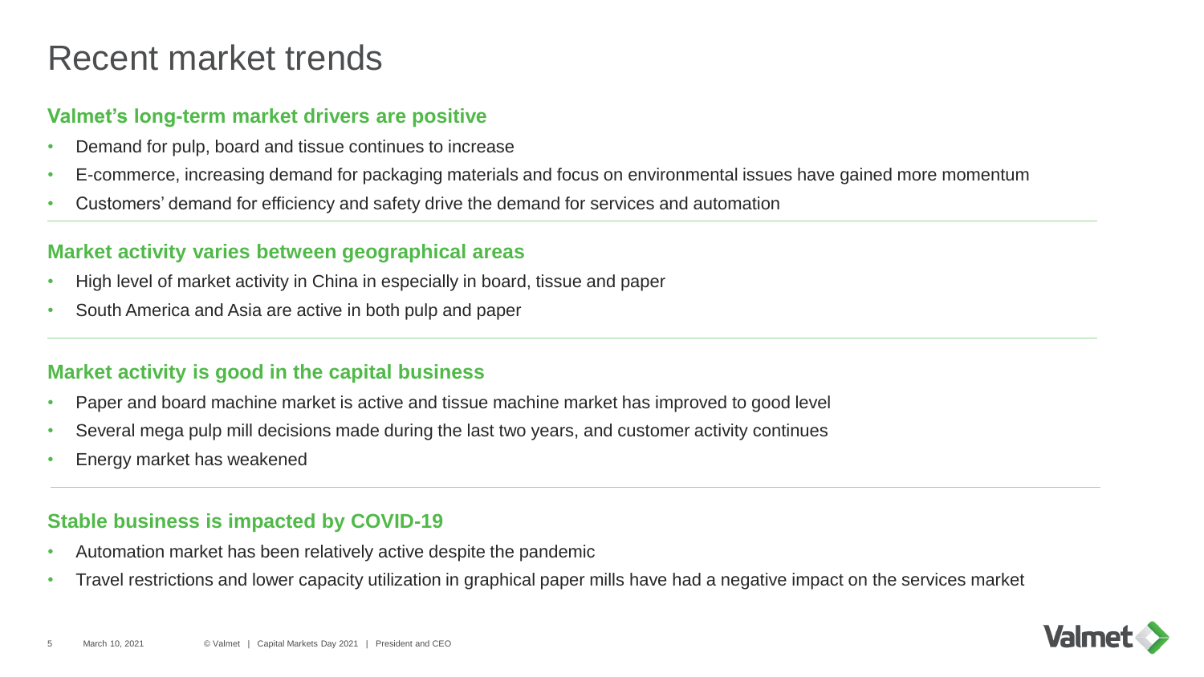# Recent market trends

## Valmet's long-term market drivers are positive

- Demand for pulp, board and tissue continues to increase
- E-commerce, increasing demand for packaging materials and focus on environmental issues have gained more momentum
- Customers' demand for efficiency and safety drive the demand for services and automation

## Market activity varies between geographical areas

- High level of market activity in China in especially in board, tissue and paper
- South America and Asia are active in both pulp and paper

## Market activity is good in the capital business

- Paper and board machine market is active and tissue machine market has improved to good level
- Several mega pulp mill decisions made during the last two years, and customer activity continues
- Energy market has weakened

## Stable business is impacted by COVID-19

- Automation market has been relatively active despite the pandemic
- Travel restrictions and lower capacity utilization in graphical paper mills have had a negative impact on the services market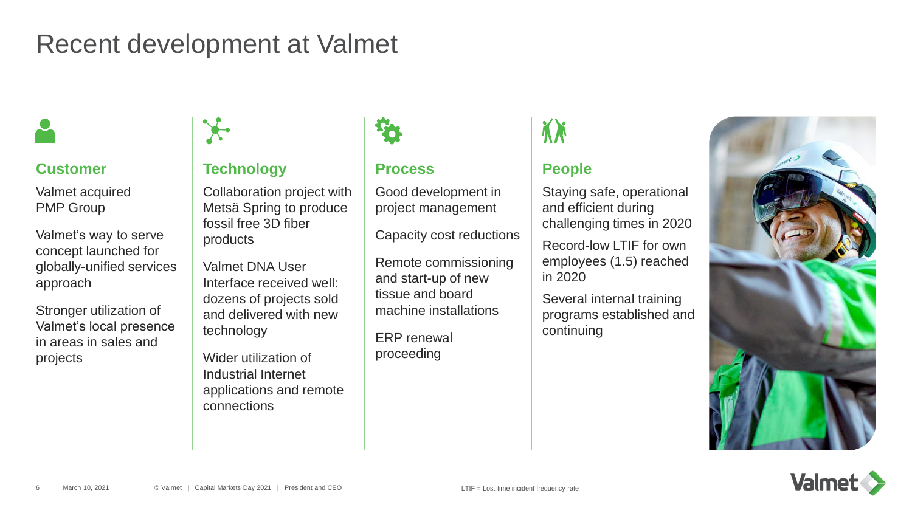# Recent development at Valmet

## Customer

Valmet acquired PMP Group

Valmet's way to serve concept launched for globally-unified services approach

Stronger utilization of Valmet's local presence in areas in sales and projects

## Technology

Collaboration project with Metsä Spring to produce fossil free 3D fiber products

Valmet DNA User Interface received well: dozens of projects sold and delivered with new technology

Wider utilization of Industrial Internet applications and remote connections

## Process

Good development in project management

Capacity cost reductions

Remote commissioning and start-up of new tissue and board machine installations

ERP renewal proceeding

## People

Staying safe, operational and efficient during challenging times in 2020

Record-low LTIF for own employees (1.5) reached in 2020

Several internal training programs established and continuing

LTIF = Lost time incident frequency rate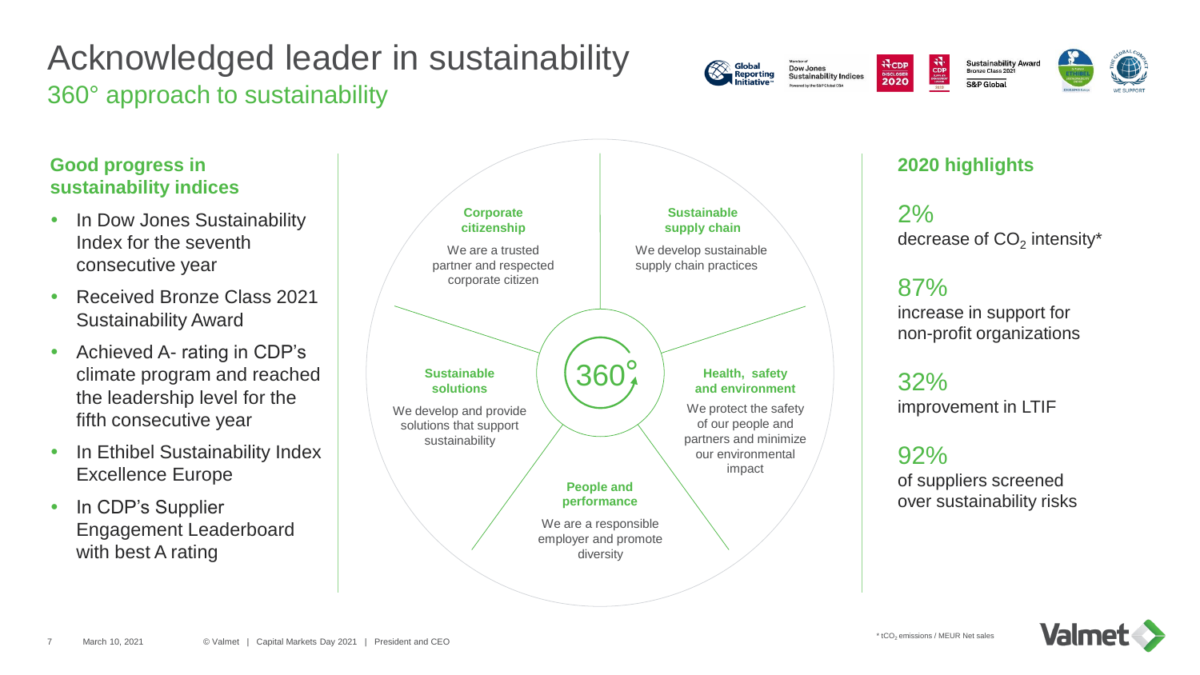# Acknowledged leader in sustainability

## 360° approach to sustainability

### Good progress in sustainability indices

- In Dow Jones Sustainability Index for the seventh consecutive year
- Received Bronze Class 2021 Sustainability Award
- Achieved A- rating in CDP's climate program and reached the leadership level for the fifth consecutive year
- In Ethibel Sustainability Index Excellence Europe
- In CDP's Supplier Engagement Leaderboard with best A rating

360°

**Corporate citizenship**

We are a trusted partner and respected corporate citizen

**Sustainable supply chain**

We develop sustainable supply chain practices

**Sustainable solutions**

We develop and provide solutions that support sustainability

**Health, safety and environment**

We protect the safety of our people and partners and minimize our environmental impact

**People and performance**

We are a responsible employer and promote diversity

### 2020 highlights

2%
decrease of $CO_2$ intensity*

87%
increase in support for non-profit organizations

32%
improvement in LTIF

92%
of suppliers screened over sustainability risks

* $tCO_2$ emissions / MEUR Net sales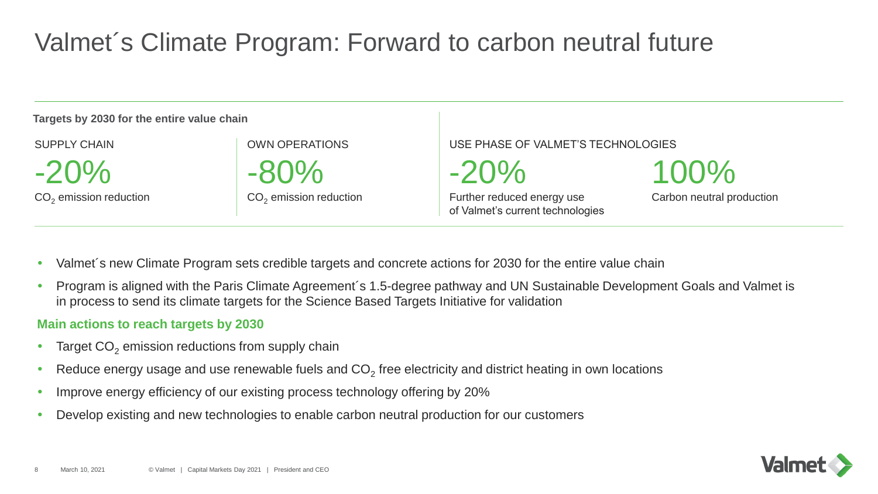# Valmet´s Climate Program: Forward to carbon neutral future

**Targets by 2030 for the entire value chain**

| SUPPLY CHAIN | OWN OPERATIONS | USE PHASE OF VALMET'S TECHNOLOGIES | |
| --- | --- | --- | --- |
| -20% | -80% | -20% | 100% |
| $CO_2$ emission reduction | $CO_2$ emission reduction | Further reduced energy use of Valmet's current technologies | Carbon neutral production |

- Valmet´s new Climate Program sets credible targets and concrete actions for 2030 for the entire value chain
- Program is aligned with the Paris Climate Agreement´s 1.5-degree pathway and UN Sustainable Development Goals and Valmet is in process to send its climate targets for the Science Based Targets Initiative for validation

**Main actions to reach targets by 2030**

- Target $CO_2$ emission reductions from supply chain
- Reduce energy usage and use renewable fuels and $CO_2$ free electricity and district heating in own locations
- Improve energy efficiency of our existing process technology offering by 20%
- Develop existing and new technologies to enable carbon neutral production for our customers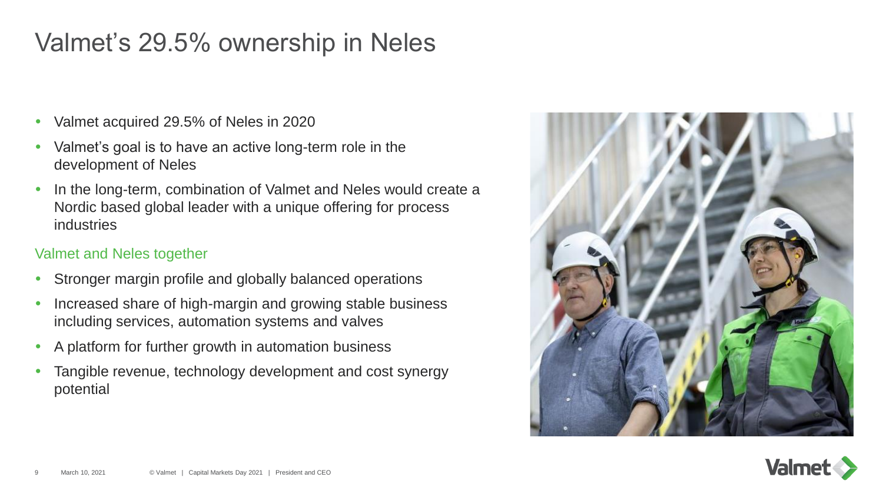# Valmet's 29.5% ownership in Neles

- Valmet acquired 29.5% of Neles in 2020
- Valmet's goal is to have an active long-term role in the development of Neles
- In the long-term, combination of Valmet and Neles would create a Nordic based global leader with a unique offering for process industries

## Valmet and Neles together

- Stronger margin profile and globally balanced operations
- Increased share of high-margin and growing stable business including services, automation systems and valves
- A platform for further growth in automation business
- Tangible revenue, technology development and cost synergy potential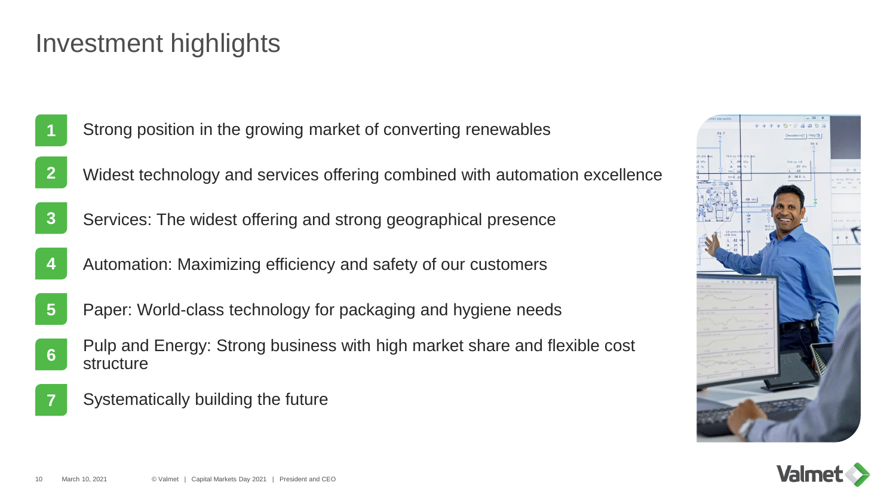# Investment highlights

1. Strong position in the growing market of converting renewables
2. Widest technology and services offering combined with automation excellence
3. Services: The widest offering and strong geographical presence
4. Automation: Maximizing efficiency and safety of our customers
5. Paper: World-class technology for packaging and hygiene needs
6. Pulp and Energy: Strong business with high market share and flexible cost structure
7. Systematically building the future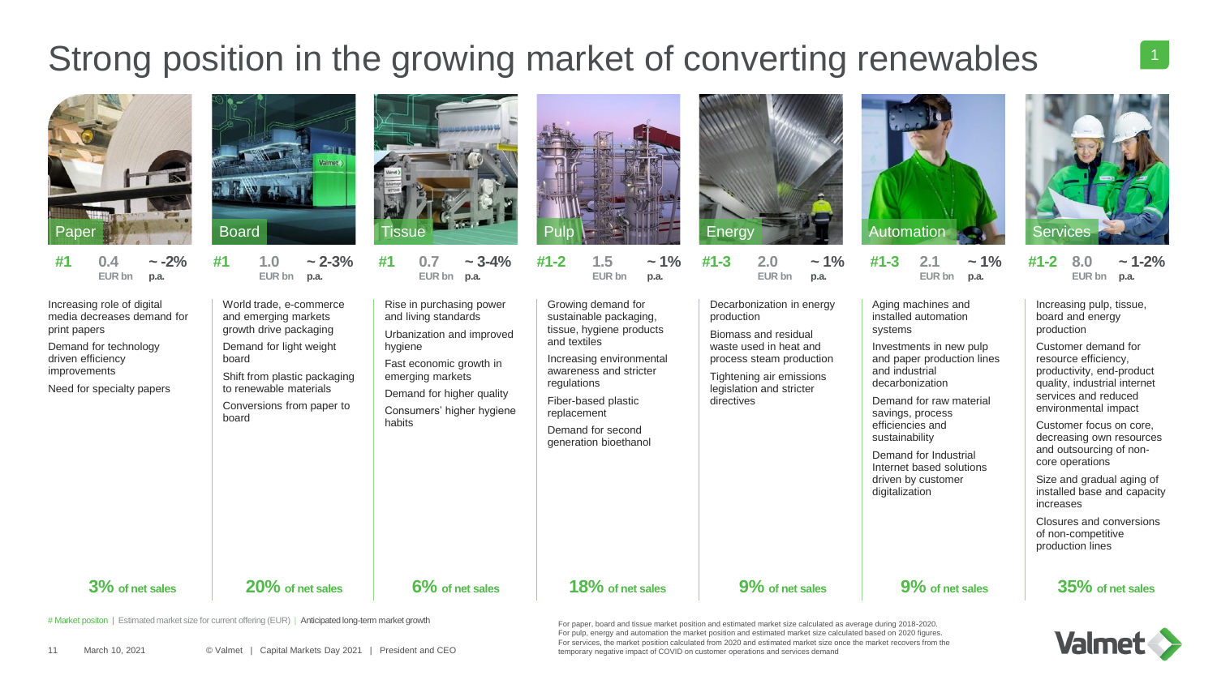# Strong position in the growing market of converting renewables

| | Paper | Board | Tissue | Pulp | Energy | Automation | Services |
|---|---|---|---|---|---|---|---|
| Market position | #1 | #1 | #1 | #1-2 | #1-3 | #1-3 | #1-2 |
| Market size (EUR bn) | 0.4 | 1.0 | 0.7 | 1.5 | 2.0 | 2.1 | 8.0 |
| Growth p.a. | ~ -2% | ~ 2-3% | ~ 3-4% | ~ 1% | ~ 1% | ~ 1% | ~ 1-2% |

**Paper**

- Increasing role of digital media decreases demand for print papers
- Demand for technology driven efficiency improvements
- Need for specialty papers

**3%** of net sales

**Board**

- World trade, e-commerce and emerging markets growth drive packaging
- Demand for light weight board
- Shift from plastic packaging to renewable materials
- Conversions from paper to board

**20%** of net sales

**Tissue**

- Rise in purchasing power and living standards
- Urbanization and improved hygiene
- Fast economic growth in emerging markets
- Demand for higher quality
- Consumers' higher hygiene habits

**6%** of net sales

**Pulp**

- Growing demand for sustainable packaging, tissue, hygiene products and textiles
- Increasing environmental awareness and stricter regulations
- Fiber-based plastic replacement
- Demand for second generation bioethanol

**18%** of net sales

**Energy**

- Decarbonization in energy production
- Biomass and residual waste used in heat and process steam production
- Tightening air emissions legislation and stricter directives

**9%** of net sales

**Automation**

- Aging machines and installed automation systems
- Investments in new pulp and paper production lines and industrial decarbonization
- Demand for raw material savings, process efficiencies and sustainability
- Demand for Industrial Internet based solutions driven by customer digitalization

**9%** of net sales

**Services**

- Increasing pulp, tissue, board and energy production
- Customer demand for resource efficiency, productivity, end-product quality, industrial internet services and reduced environmental impact
- Customer focus on core, decreasing own resources and outsourcing of non-core operations
- Size and gradual aging of installed base and capacity increases
- Closures and conversions of non-competitive production lines

**35%** of net sales

# Market positon | Estimated market size for current offering (EUR) | Anticipated long-term market growth

For paper, board and tissue market position and estimated market size calculated as average during 2018-2020.
For pulp, energy and automation the market position and estimated market size calculated based on 2020 figures.
For services, the market position calculated from 2020 and estimated market size once the market recovers from the temporary negative impact of COVID on customer operations and services demand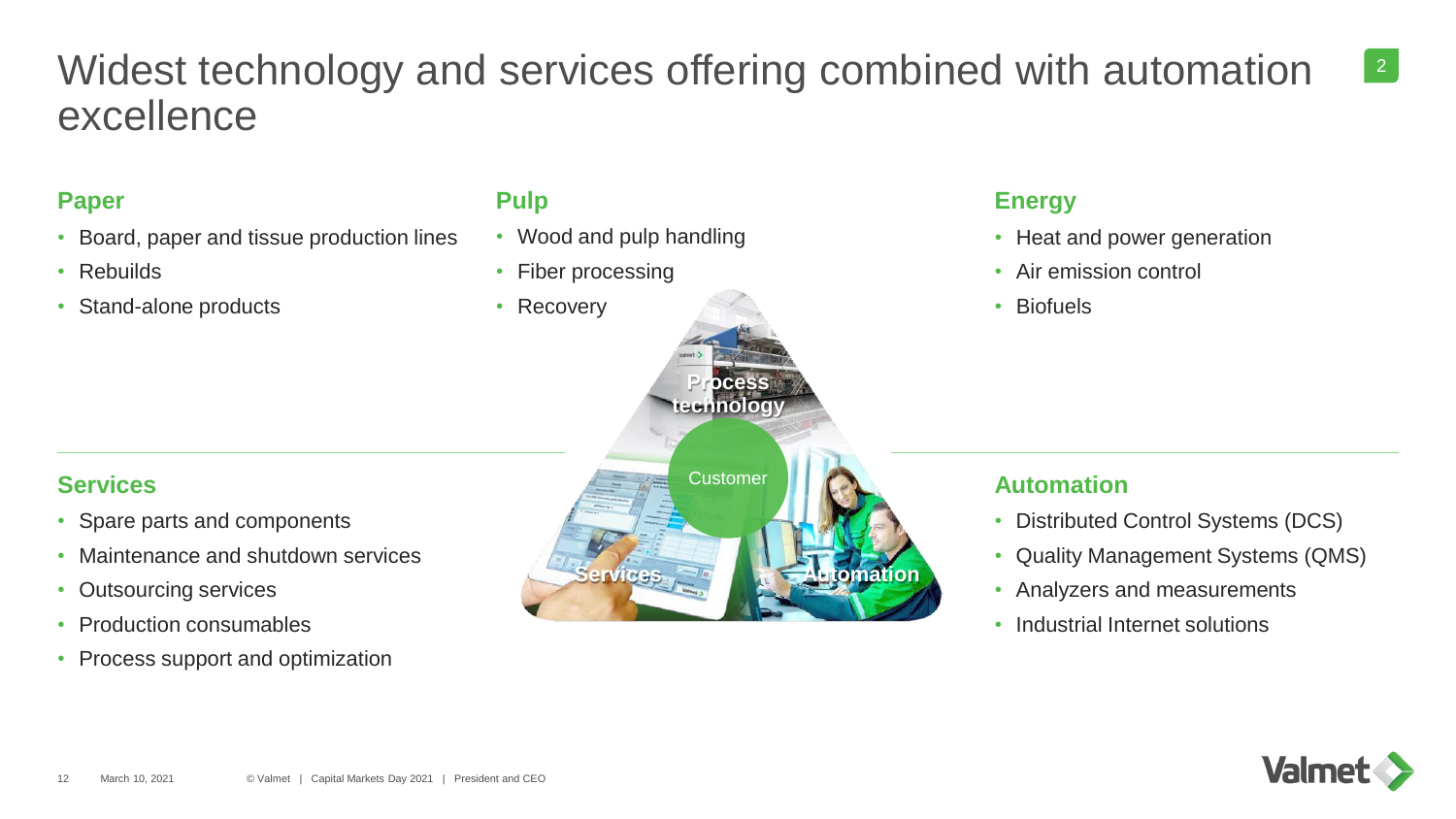# Widest technology and services offering combined with automation excellence

## Paper

- Board, paper and tissue production lines
- Rebuilds
- Stand-alone products

## Pulp

- Wood and pulp handling
- Fiber processing
- Recovery

## Energy

- Heat and power generation
- Air emission control
- Biofuels

Process technology

Customer

Services

Automation

## Services

- Spare parts and components
- Maintenance and shutdown services
- Outsourcing services
- Production consumables
- Process support and optimization

## Automation

- Distributed Control Systems (DCS)
- Quality Management Systems (QMS)
- Analyzers and measurements
- Industrial Internet solutions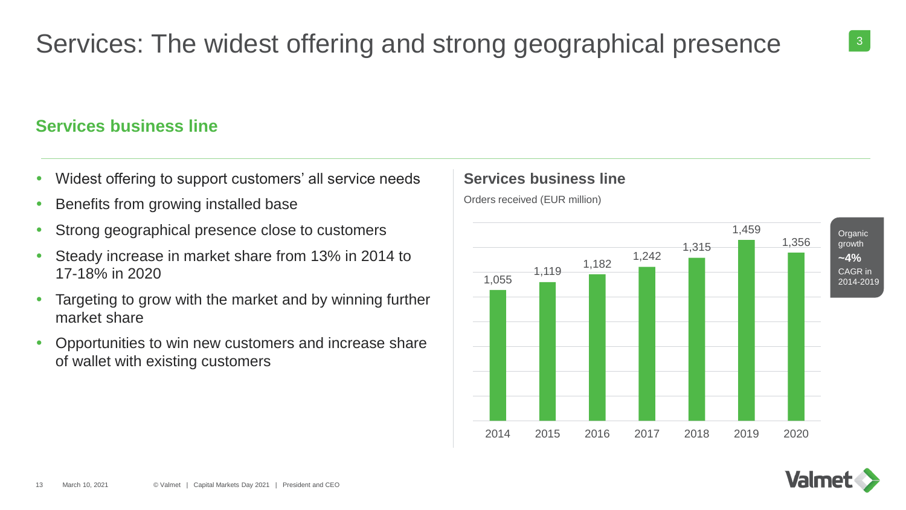# Services: The widest offering and strong geographical presence

## Services business line

- Widest offering to support customers' all service needs
- Benefits from growing installed base
- Strong geographical presence close to customers
- Steady increase in market share from 13% in 2014 to 17-18% in 2020
- Targeting to grow with the market and by winning further market share
- Opportunities to win new customers and increase share of wallet with existing customers

### Services business line

Orders received (EUR million)

| Year | Orders received (EUR million) |
|---|---|
| 2014 | 1,055 |
| 2015 | 1,119 |
| 2016 | 1,182 |
| 2017 | 1,242 |
| 2018 | 1,315 |
| 2019 | 1,459 |
| 2020 | 1,356 |

Organic growth **~4%** CAGR in 2014-2019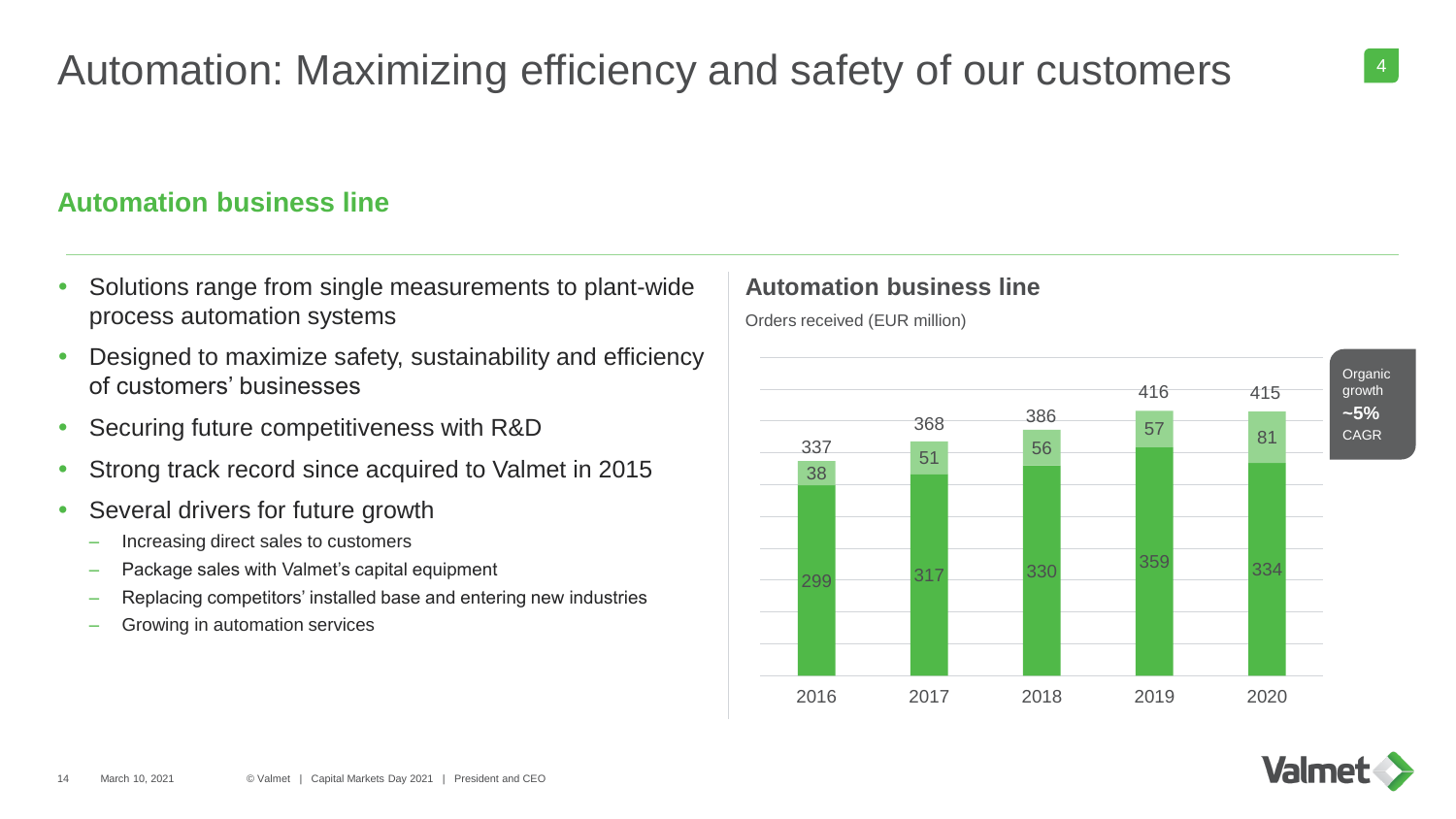# Automation: Maximizing efficiency and safety of our customers

## Automation business line

- Solutions range from single measurements to plant-wide process automation systems
- Designed to maximize safety, sustainability and efficiency of customers' businesses
- Securing future competitiveness with R&D
- Strong track record since acquired to Valmet in 2015
- Several drivers for future growth
  - Increasing direct sales to customers
  - Package sales with Valmet's capital equipment
  - Replacing competitors' installed base and entering new industries
  - Growing in automation services

### Automation business line

Orders received (EUR million)

| Year | Lower segment | Upper segment | Total |
|---|---|---|---|
| 2016 | 299 | 38 | 337 |
| 2017 | 317 | 51 | 368 |
| 2018 | 330 | 56 | 386 |
| 2019 | 359 | 57 | 416 |
| 2020 | 334 | 81 | 415 |

Organic growth **~5%** CAGR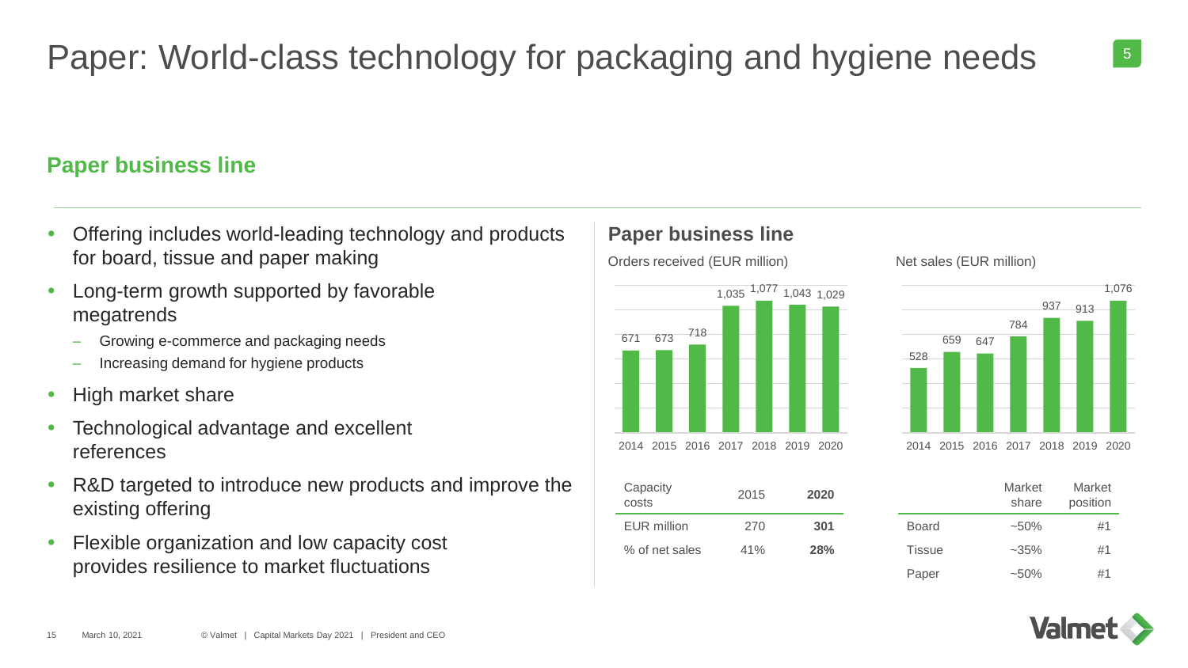# Paper: World-class technology for packaging and hygiene needs

## Paper business line

- Offering includes world-leading technology and products for board, tissue and paper making
- Long-term growth supported by favorable megatrends
  - Growing e-commerce and packaging needs
  - Increasing demand for hygiene products
- High market share
- Technological advantage and excellent references
- R&D targeted to introduce new products and improve the existing offering
- Flexible organization and low capacity cost provides resilience to market fluctuations

### Paper business line

Orders received (EUR million)

| 2014 | 2015 | 2016 | 2017 | 2018 | 2019 | 2020 |
|---|---|---|---|---|---|---|
| 671 | 673 | 718 | 1,035 | 1,077 | 1,043 | 1,029 |

Net sales (EUR million)

| 2014 | 2015 | 2016 | 2017 | 2018 | 2019 | 2020 |
|---|---|---|---|---|---|---|
| 528 | 659 | 647 | 784 | 937 | 913 | 1,076 |

| Capacity costs | 2015 | **2020** |
|---|---|---|
| EUR million | 270 | **301** |
| % of net sales | 41% | **28%** |

| | Market share | Market position |
|---|---|---|
| Board | ~50% | #1 |
| Tissue | ~35% | #1 |
| Paper | ~50% | #1 |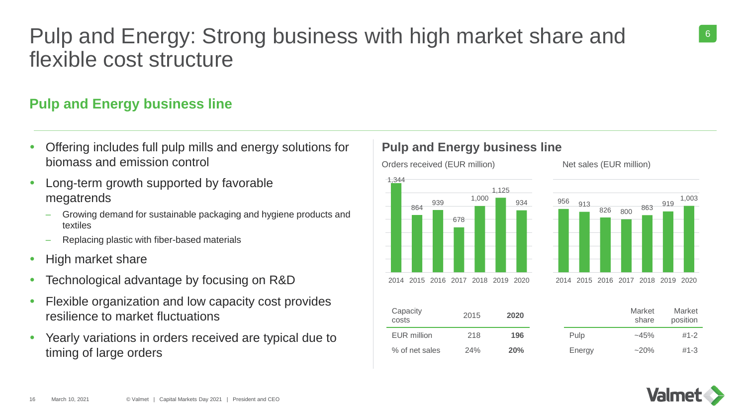# Pulp and Energy: Strong business with high market share and flexible cost structure

## Pulp and Energy business line

- Offering includes full pulp mills and energy solutions for biomass and emission control
- Long-term growth supported by favorable megatrends
  - Growing demand for sustainable packaging and hygiene products and textiles
  - Replacing plastic with fiber-based materials
- High market share
- Technological advantage by focusing on R&D
- Flexible organization and low capacity cost provides resilience to market fluctuations
- Yearly variations in orders received are typical due to timing of large orders

### Pulp and Energy business line

Orders received (EUR million)

| 2014 | 2015 | 2016 | 2017 | 2018 | 2019 | 2020 |
|---|---|---|---|---|---|---|
| 1,344 | 864 | 939 | 678 | 1,000 | 1,125 | 934 |

Net sales (EUR million)

| 2014 | 2015 | 2016 | 2017 | 2018 | 2019 | 2020 |
|---|---|---|---|---|---|---|
| 956 | 913 | 826 | 800 | 863 | 919 | 1,003 |

| Capacity costs | 2015 | **2020** |
|---|---|---|
| EUR million | 218 | **196** |
| % of net sales | 24% | **20%** |

| | Market share | Market position |
|---|---|---|
| Pulp | ~45% | #1-2 |
| Energy | ~20% | #1-3 |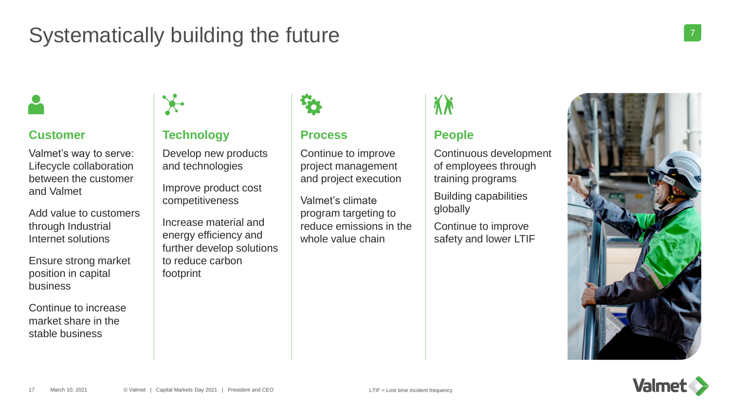# Systematically building the future

## Customer

Valmet's way to serve: Lifecycle collaboration between the customer and Valmet

Add value to customers through Industrial Internet solutions

Ensure strong market position in capital business

Continue to increase market share in the stable business

## Technology

Develop new products and technologies

Improve product cost competitiveness

Increase material and energy efficiency and further develop solutions to reduce carbon footprint

## Process

Continue to improve project management and project execution

Valmet's climate program targeting to reduce emissions in the whole value chain

## People

Continuous development of employees through training programs

Building capabilities globally

Continue to improve safety and lower LTIF

LTIF = Lost time incident frequency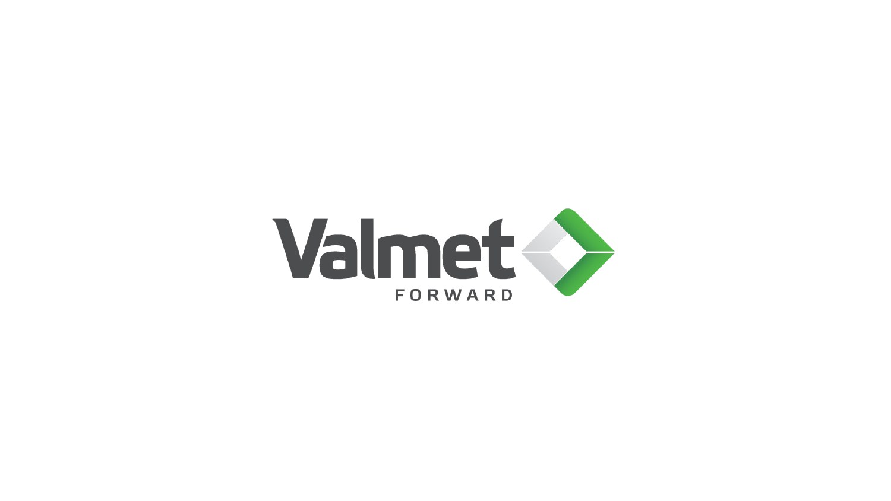Valmet

FORWARD